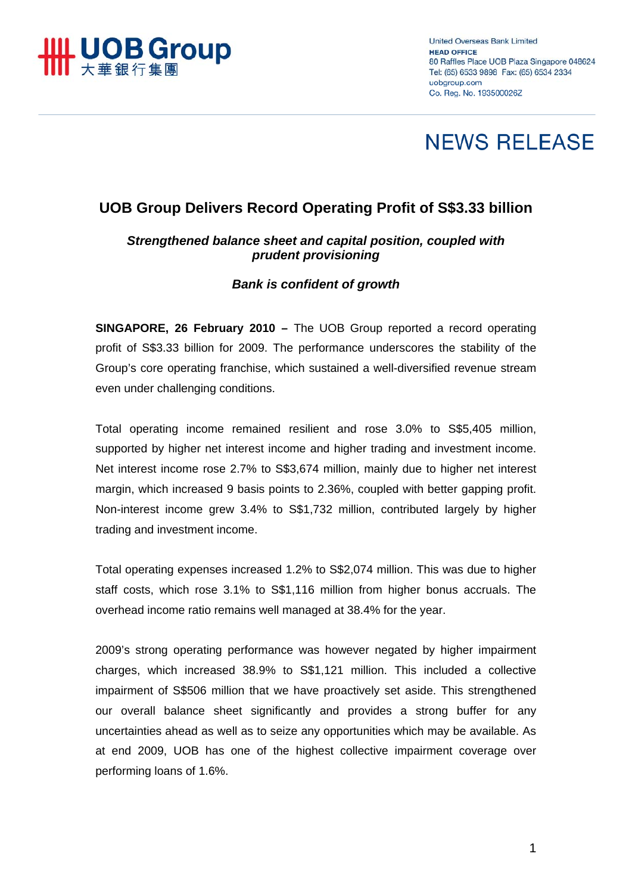United Overseas Bank Limited
**HEAD OFFICE**
80 Raffles Place UOB Plaza Singapore 048624
Tel: (65) 6533 9898 Fax: (65) 6534 2334
uobgroup.com
Co. Reg. No. 193500026Z

# NEWS RELEASE

## UOB Group Delivers Record Operating Profit of S$3.33 billion

***Strengthened balance sheet and capital position, coupled with prudent provisioning***

***Bank is confident of growth***

**SINGAPORE, 26 February 2010 –** The UOB Group reported a record operating profit of S$3.33 billion for 2009. The performance underscores the stability of the Group's core operating franchise, which sustained a well-diversified revenue stream even under challenging conditions.

Total operating income remained resilient and rose 3.0% to S$5,405 million, supported by higher net interest income and higher trading and investment income. Net interest income rose 2.7% to S$3,674 million, mainly due to higher net interest margin, which increased 9 basis points to 2.36%, coupled with better gapping profit. Non-interest income grew 3.4% to S$1,732 million, contributed largely by higher trading and investment income.

Total operating expenses increased 1.2% to S$2,074 million. This was due to higher staff costs, which rose 3.1% to S$1,116 million from higher bonus accruals. The overhead income ratio remains well managed at 38.4% for the year.

2009's strong operating performance was however negated by higher impairment charges, which increased 38.9% to S$1,121 million. This included a collective impairment of S$506 million that we have proactively set aside. This strengthened our overall balance sheet significantly and provides a strong buffer for any uncertainties ahead as well as to seize any opportunities which may be available. As at end 2009, UOB has one of the highest collective impairment coverage over performing loans of 1.6%.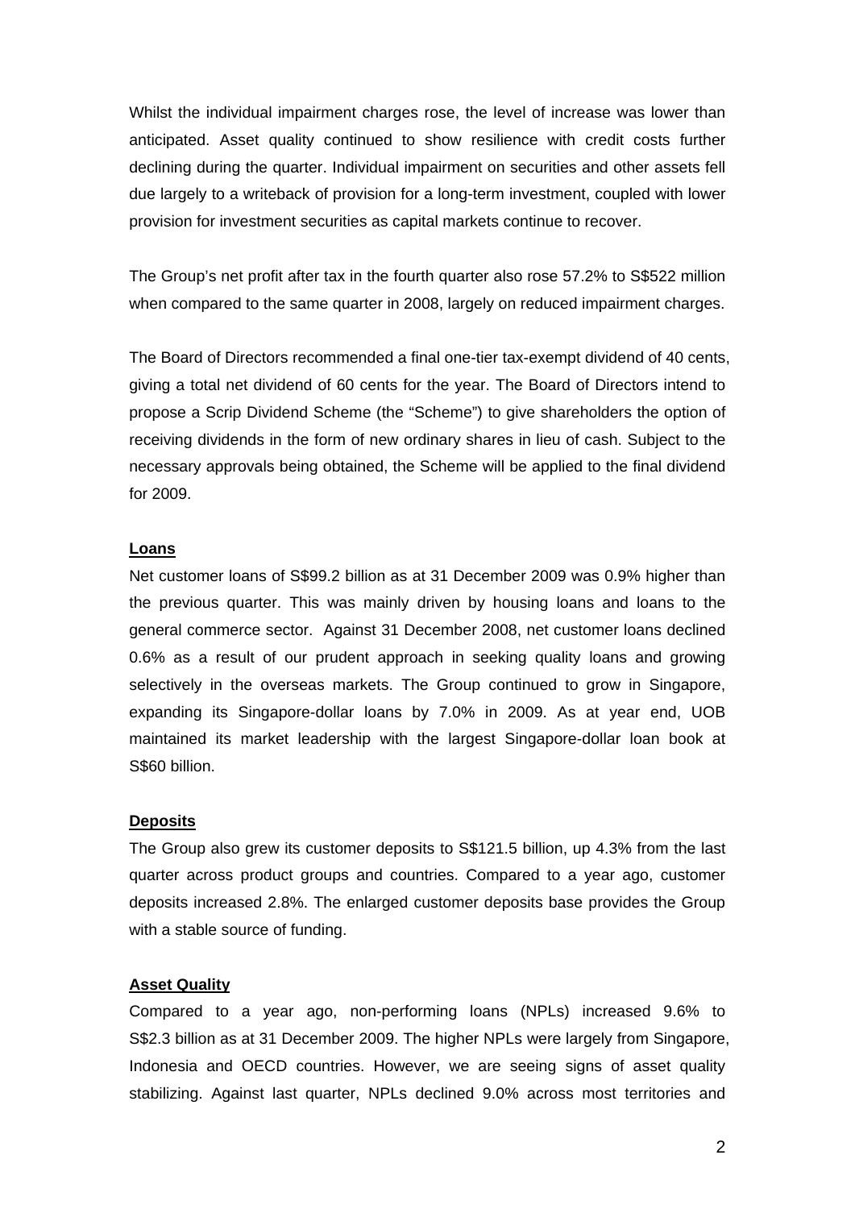Whilst the individual impairment charges rose, the level of increase was lower than anticipated. Asset quality continued to show resilience with credit costs further declining during the quarter. Individual impairment on securities and other assets fell due largely to a writeback of provision for a long-term investment, coupled with lower provision for investment securities as capital markets continue to recover.

The Group's net profit after tax in the fourth quarter also rose 57.2% to S$522 million when compared to the same quarter in 2008, largely on reduced impairment charges.

The Board of Directors recommended a final one-tier tax-exempt dividend of 40 cents, giving a total net dividend of 60 cents for the year. The Board of Directors intend to propose a Scrip Dividend Scheme (the "Scheme") to give shareholders the option of receiving dividends in the form of new ordinary shares in lieu of cash. Subject to the necessary approvals being obtained, the Scheme will be applied to the final dividend for 2009.

**Loans**

Net customer loans of S$99.2 billion as at 31 December 2009 was 0.9% higher than the previous quarter. This was mainly driven by housing loans and loans to the general commerce sector. Against 31 December 2008, net customer loans declined 0.6% as a result of our prudent approach in seeking quality loans and growing selectively in the overseas markets. The Group continued to grow in Singapore, expanding its Singapore-dollar loans by 7.0% in 2009. As at year end, UOB maintained its market leadership with the largest Singapore-dollar loan book at S$60 billion.

**Deposits**

The Group also grew its customer deposits to S$121.5 billion, up 4.3% from the last quarter across product groups and countries. Compared to a year ago, customer deposits increased 2.8%. The enlarged customer deposits base provides the Group with a stable source of funding.

**Asset Quality**

Compared to a year ago, non-performing loans (NPLs) increased 9.6% to S$2.3 billion as at 31 December 2009. The higher NPLs were largely from Singapore, Indonesia and OECD countries. However, we are seeing signs of asset quality stabilizing. Against last quarter, NPLs declined 9.0% across most territories and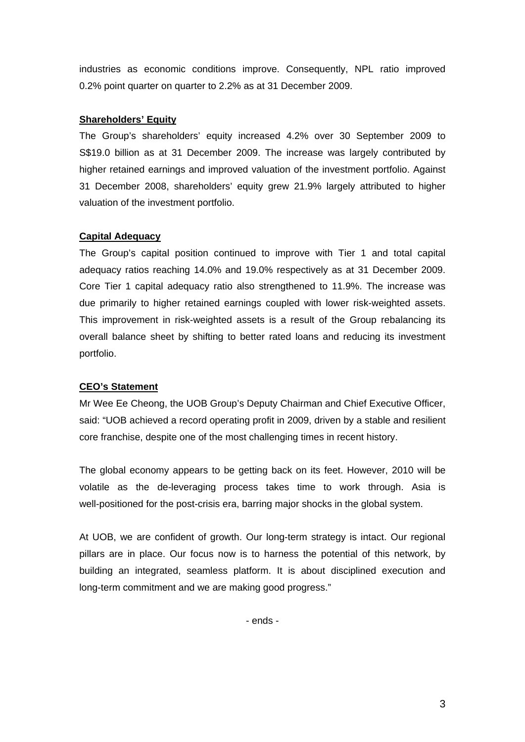industries as economic conditions improve. Consequently, NPL ratio improved 0.2% point quarter on quarter to 2.2% as at 31 December 2009.

**Shareholders' Equity**

The Group's shareholders' equity increased 4.2% over 30 September 2009 to S$19.0 billion as at 31 December 2009. The increase was largely contributed by higher retained earnings and improved valuation of the investment portfolio. Against 31 December 2008, shareholders' equity grew 21.9% largely attributed to higher valuation of the investment portfolio.

**Capital Adequacy**

The Group's capital position continued to improve with Tier 1 and total capital adequacy ratios reaching 14.0% and 19.0% respectively as at 31 December 2009. Core Tier 1 capital adequacy ratio also strengthened to 11.9%. The increase was due primarily to higher retained earnings coupled with lower risk-weighted assets. This improvement in risk-weighted assets is a result of the Group rebalancing its overall balance sheet by shifting to better rated loans and reducing its investment portfolio.

**CEO's Statement**

Mr Wee Ee Cheong, the UOB Group's Deputy Chairman and Chief Executive Officer, said: "UOB achieved a record operating profit in 2009, driven by a stable and resilient core franchise, despite one of the most challenging times in recent history.

The global economy appears to be getting back on its feet. However, 2010 will be volatile as the de-leveraging process takes time to work through. Asia is well-positioned for the post-crisis era, barring major shocks in the global system.

At UOB, we are confident of growth. Our long-term strategy is intact. Our regional pillars are in place. Our focus now is to harness the potential of this network, by building an integrated, seamless platform. It is about disciplined execution and long-term commitment and we are making good progress."

- ends -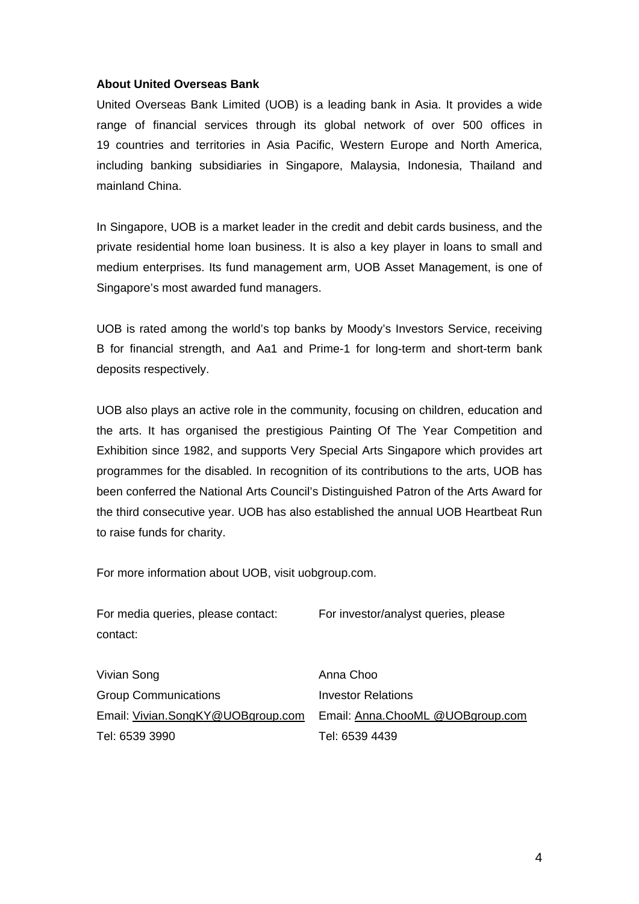**About United Overseas Bank**

United Overseas Bank Limited (UOB) is a leading bank in Asia. It provides a wide range of financial services through its global network of over 500 offices in 19 countries and territories in Asia Pacific, Western Europe and North America, including banking subsidiaries in Singapore, Malaysia, Indonesia, Thailand and mainland China.

In Singapore, UOB is a market leader in the credit and debit cards business, and the private residential home loan business. It is also a key player in loans to small and medium enterprises. Its fund management arm, UOB Asset Management, is one of Singapore's most awarded fund managers.

UOB is rated among the world's top banks by Moody's Investors Service, receiving B for financial strength, and Aa1 and Prime-1 for long-term and short-term bank deposits respectively.

UOB also plays an active role in the community, focusing on children, education and the arts. It has organised the prestigious Painting Of The Year Competition and Exhibition since 1982, and supports Very Special Arts Singapore which provides art programmes for the disabled. In recognition of its contributions to the arts, UOB has been conferred the National Arts Council's Distinguished Patron of the Arts Award for the third consecutive year. UOB has also established the annual UOB Heartbeat Run to raise funds for charity.

For more information about UOB, visit uobgroup.com.

For media queries, please contact:

Vivian Song
Group Communications
Email: Vivian.SongKY@UOBgroup.com
Tel: 6539 3990

For investor/analyst queries, please contact:

Anna Choo
Investor Relations
Email: Anna.ChooML @UOBgroup.com
Tel: 6539 4439